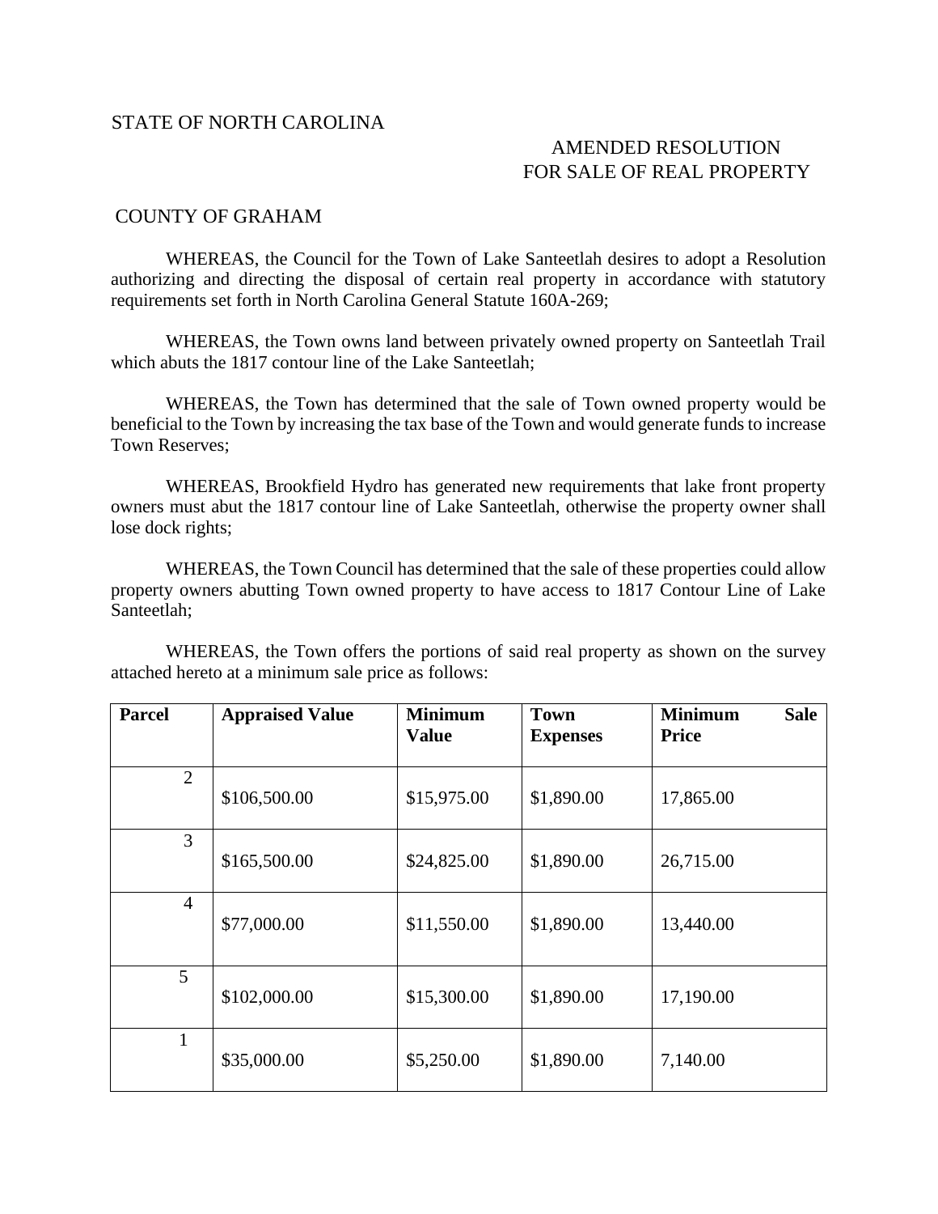STATE OF NORTH CAROLINA

AMENDED RESOLUTION
FOR SALE OF REAL PROPERTY

COUNTY OF GRAHAM

WHEREAS, the Council for the Town of Lake Santeetlah desires to adopt a Resolution authorizing and directing the disposal of certain real property in accordance with statutory requirements set forth in North Carolina General Statute 160A-269;

WHEREAS, the Town owns land between privately owned property on Santeetlah Trail which abuts the 1817 contour line of the Lake Santeetlah;

WHEREAS, the Town has determined that the sale of Town owned property would be beneficial to the Town by increasing the tax base of the Town and would generate funds to increase Town Reserves;

WHEREAS, Brookfield Hydro has generated new requirements that lake front property owners must abut the 1817 contour line of Lake Santeetlah, otherwise the property owner shall lose dock rights;

WHEREAS, the Town Council has determined that the sale of these properties could allow property owners abutting Town owned property to have access to 1817 Contour Line of Lake Santeetlah;

WHEREAS, the Town offers the portions of said real property as shown on the survey attached hereto at a minimum sale price as follows:

| Parcel | Appraised Value | Minimum Value | Town Expenses | Minimum Sale Price |
|---|---|---|---|---|
| 2 | $106,500.00 | $15,975.00 | $1,890.00 | 17,865.00 |
| 3 | $165,500.00 | $24,825.00 | $1,890.00 | 26,715.00 |
| 4 | $77,000.00 | $11,550.00 | $1,890.00 | 13,440.00 |
| 5 | $102,000.00 | $15,300.00 | $1,890.00 | 17,190.00 |
| 1 | $35,000.00 | $5,250.00 | $1,890.00 | 7,140.00 |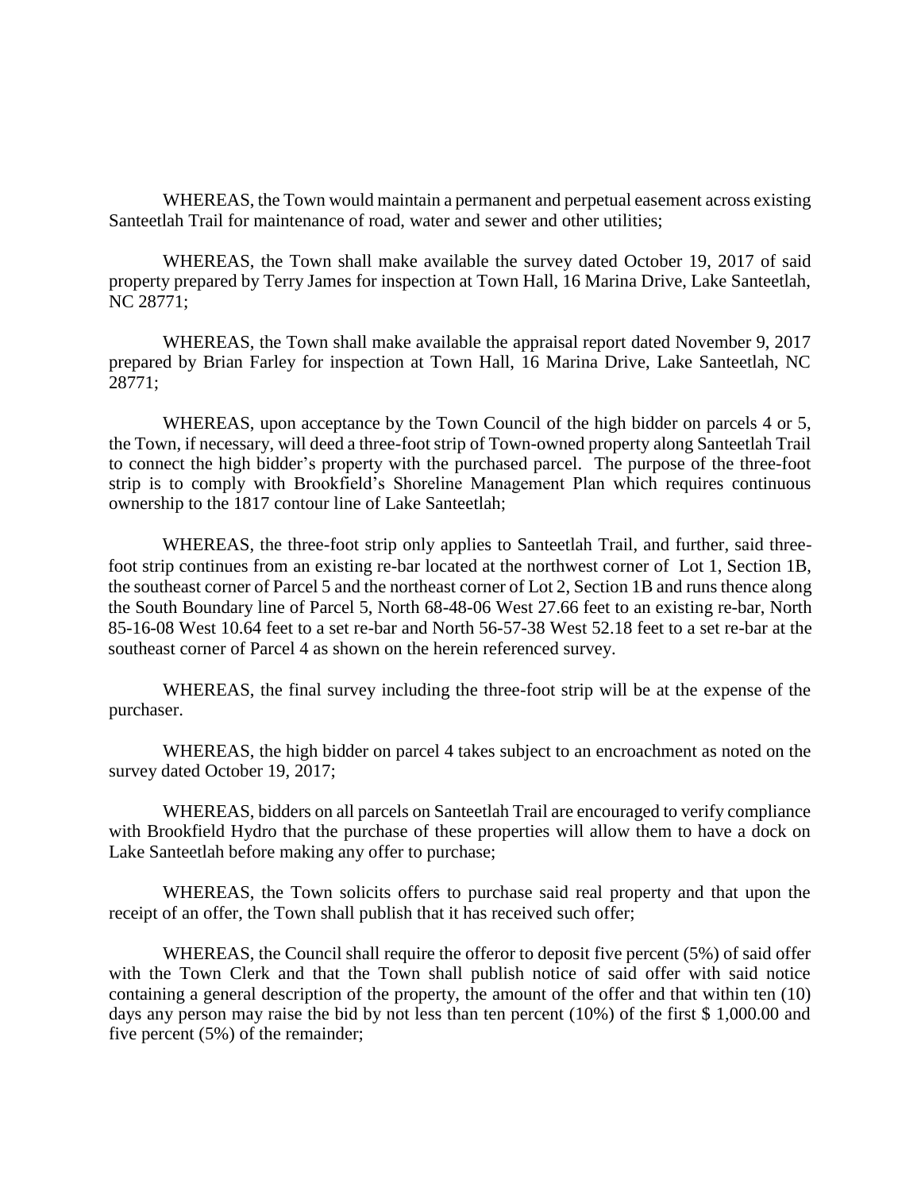WHEREAS, the Town would maintain a permanent and perpetual easement across existing Santeetlah Trail for maintenance of road, water and sewer and other utilities;

WHEREAS, the Town shall make available the survey dated October 19, 2017 of said property prepared by Terry James for inspection at Town Hall, 16 Marina Drive, Lake Santeetlah, NC 28771;

WHEREAS, the Town shall make available the appraisal report dated November 9, 2017 prepared by Brian Farley for inspection at Town Hall, 16 Marina Drive, Lake Santeetlah, NC 28771;

WHEREAS, upon acceptance by the Town Council of the high bidder on parcels 4 or 5, the Town, if necessary, will deed a three-foot strip of Town-owned property along Santeetlah Trail to connect the high bidder's property with the purchased parcel. The purpose of the three-foot strip is to comply with Brookfield's Shoreline Management Plan which requires continuous ownership to the 1817 contour line of Lake Santeetlah;

WHEREAS, the three-foot strip only applies to Santeetlah Trail, and further, said three-foot strip continues from an existing re-bar located at the northwest corner of Lot 1, Section 1B, the southeast corner of Parcel 5 and the northeast corner of Lot 2, Section 1B and runs thence along the South Boundary line of Parcel 5, North 68-48-06 West 27.66 feet to an existing re-bar, North 85-16-08 West 10.64 feet to a set re-bar and North 56-57-38 West 52.18 feet to a set re-bar at the southeast corner of Parcel 4 as shown on the herein referenced survey.

WHEREAS, the final survey including the three-foot strip will be at the expense of the purchaser.

WHEREAS, the high bidder on parcel 4 takes subject to an encroachment as noted on the survey dated October 19, 2017;

WHEREAS, bidders on all parcels on Santeetlah Trail are encouraged to verify compliance with Brookfield Hydro that the purchase of these properties will allow them to have a dock on Lake Santeetlah before making any offer to purchase;

WHEREAS, the Town solicits offers to purchase said real property and that upon the receipt of an offer, the Town shall publish that it has received such offer;

WHEREAS, the Council shall require the offeror to deposit five percent (5%) of said offer with the Town Clerk and that the Town shall publish notice of said offer with said notice containing a general description of the property, the amount of the offer and that within ten (10) days any person may raise the bid by not less than ten percent (10%) of the first $ 1,000.00 and five percent (5%) of the remainder;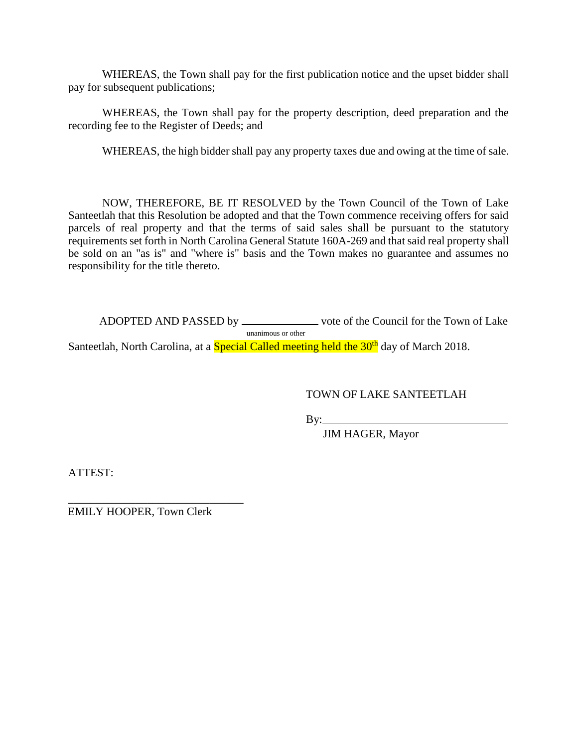WHEREAS, the Town shall pay for the first publication notice and the upset bidder shall pay for subsequent publications;

WHEREAS, the Town shall pay for the property description, deed preparation and the recording fee to the Register of Deeds; and

WHEREAS, the high bidder shall pay any property taxes due and owing at the time of sale.

NOW, THEREFORE, BE IT RESOLVED by the Town Council of the Town of Lake Santeetlah that this Resolution be adopted and that the Town commence receiving offers for said parcels of real property and that the terms of said sales shall be pursuant to the statutory requirements set forth in North Carolina General Statute 160A-269 and that said real property shall be sold on an "as is" and "where is" basis and the Town makes no guarantee and assumes no responsibility for the title thereto.

ADOPTED AND PASSED by ______________ vote of the Council for the Town of Lake
unanimous or other
Santeetlah, North Carolina, at a Special Called meeting held the 30th day of March 2018.

TOWN OF LAKE SANTEETLAH

By:_________________________________
JIM HAGER, Mayor

ATTEST:

_______________________________
EMILY HOOPER, Town Clerk